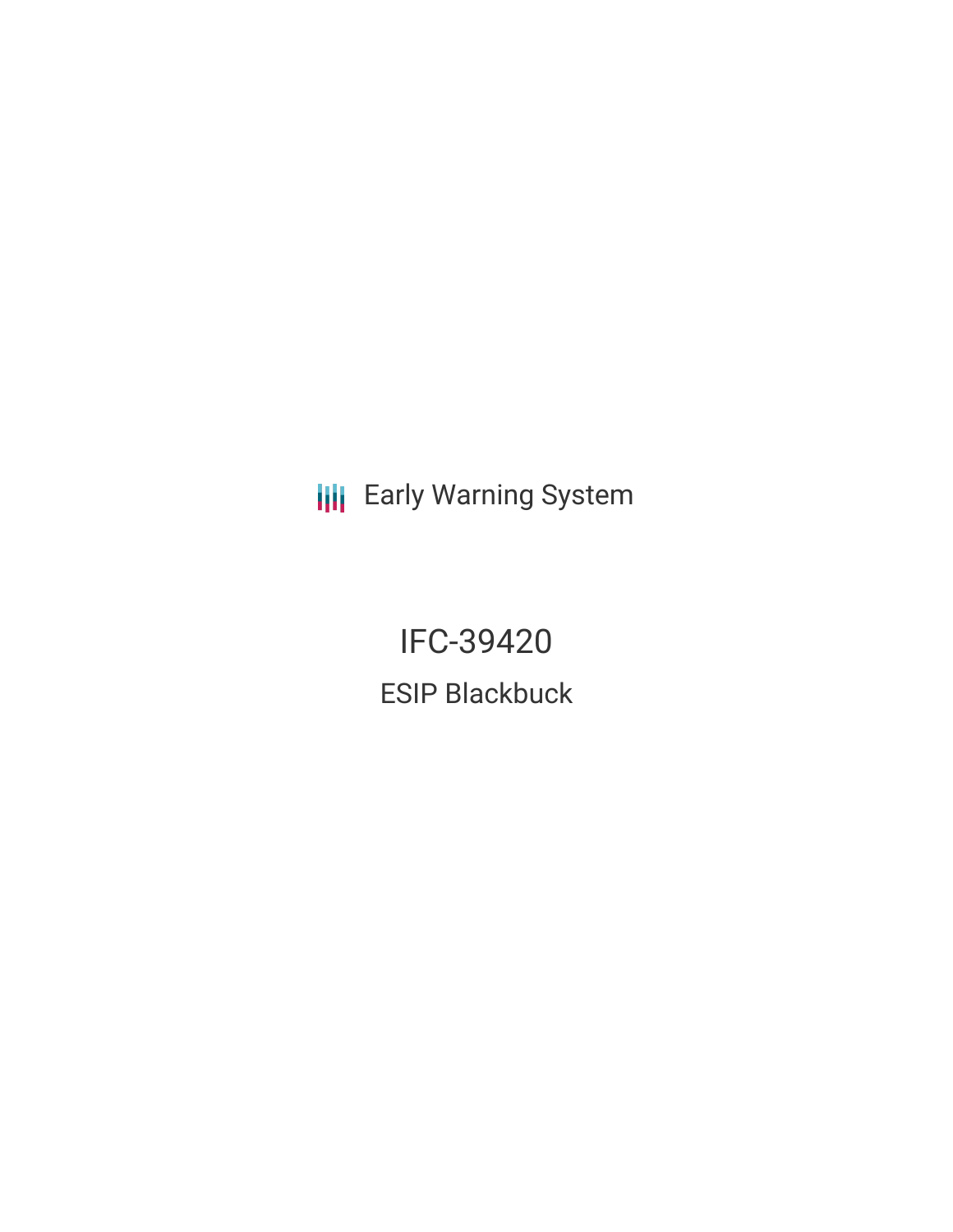Early Warning System

# IFC-39420

## ESIP Blackbuck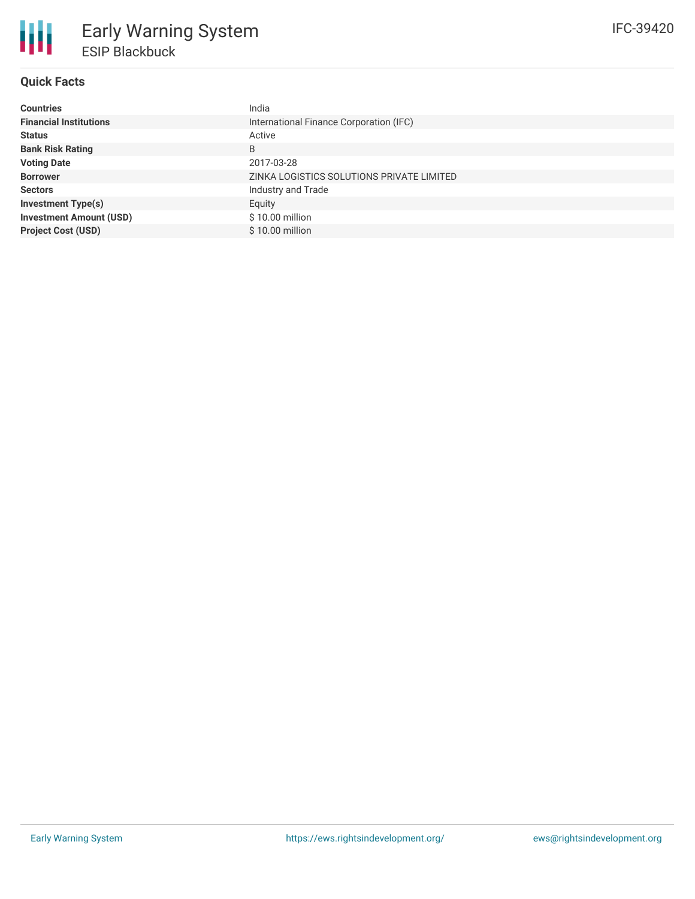# Early Warning System

## ESIP Blackbuck

IFC-39420

### Quick Facts

| | |
|---|---|
| **Countries** | India |
| **Financial Institutions** | International Finance Corporation (IFC) |
| **Status** | Active |
| **Bank Risk Rating** | B |
| **Voting Date** | 2017-03-28 |
| **Borrower** | ZINKA LOGISTICS SOLUTIONS PRIVATE LIMITED |
| **Sectors** | Industry and Trade |
| **Investment Type(s)** | Equity |
| **Investment Amount (USD)** | $ 10.00 million |
| **Project Cost (USD)** | $ 10.00 million |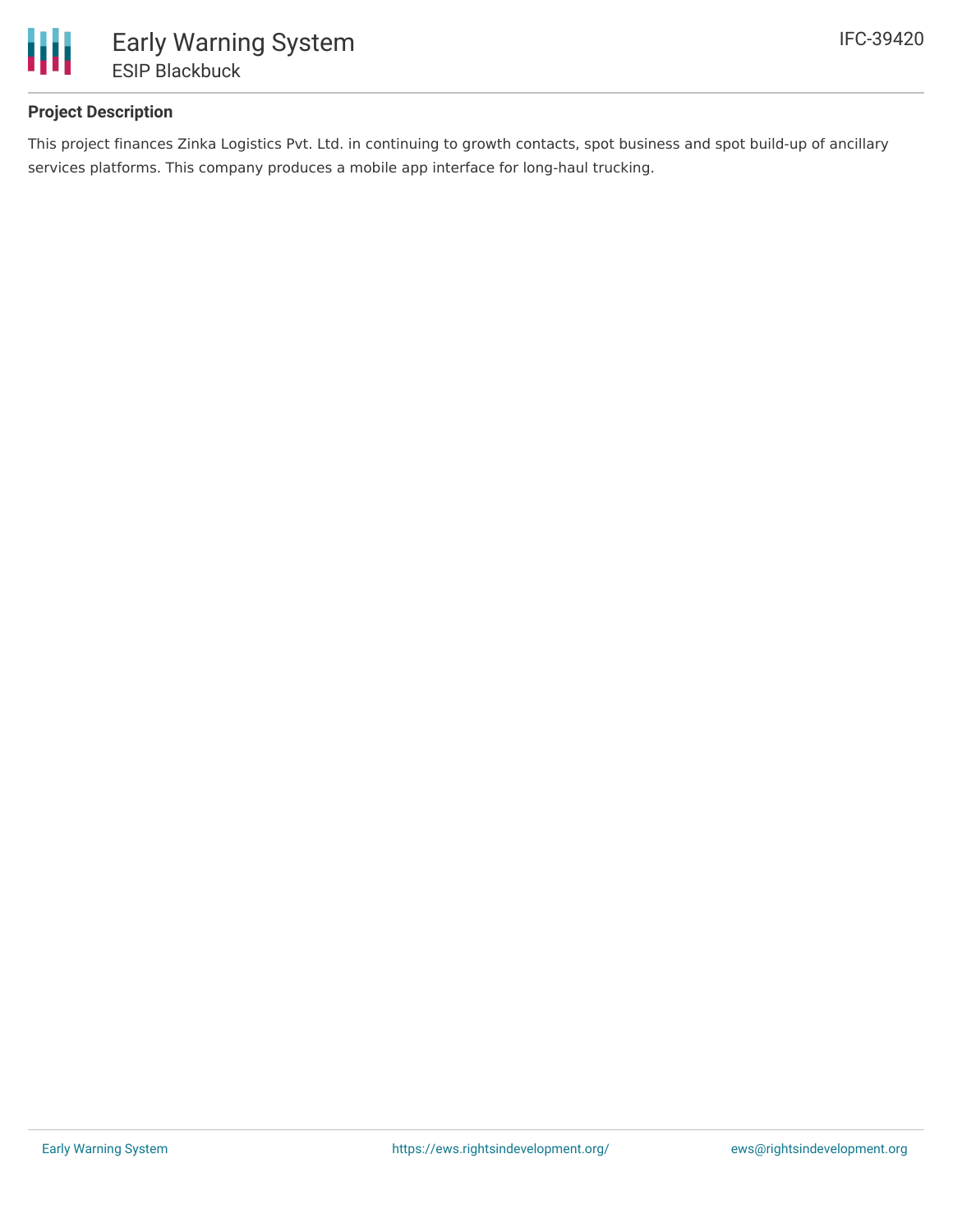## Project Description

This project finances Zinka Logistics Pvt. Ltd. in continuing to growth contacts, spot business and spot build-up of ancillary services platforms. This company produces a mobile app interface for long-haul trucking.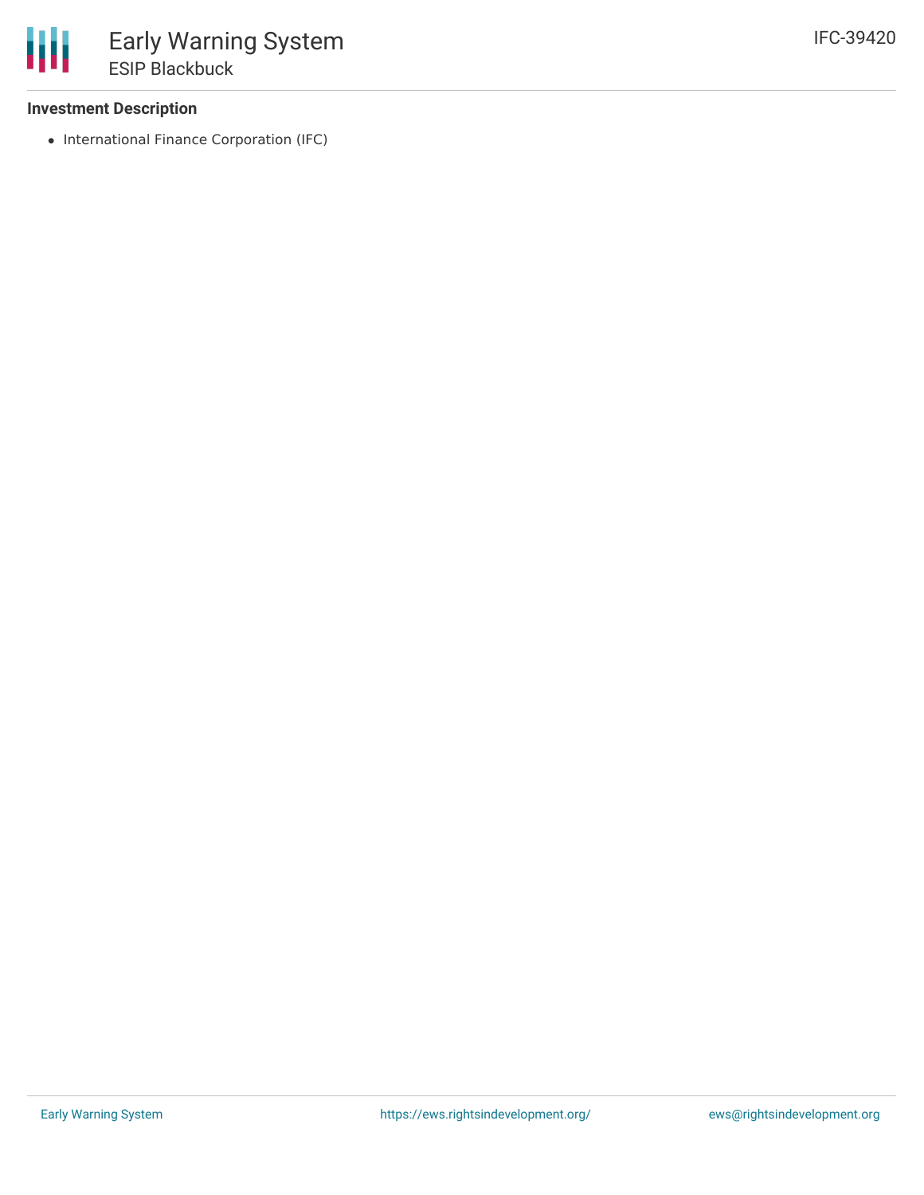## Investment Description

- International Finance Corporation (IFC)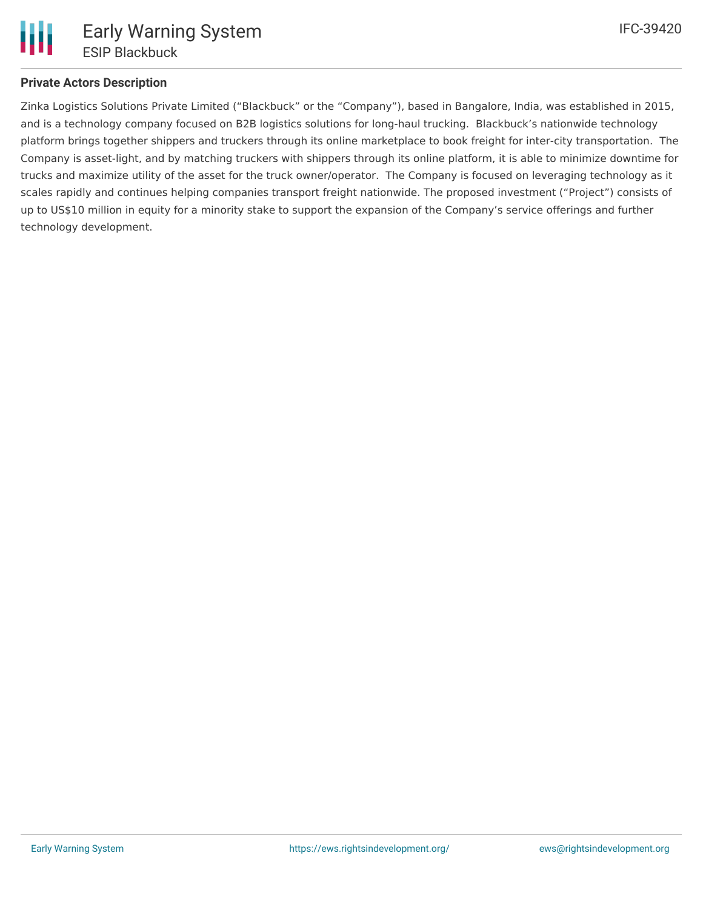## Private Actors Description

Zinka Logistics Solutions Private Limited ("Blackbuck" or the "Company"), based in Bangalore, India, was established in 2015, and is a technology company focused on B2B logistics solutions for long-haul trucking. Blackbuck's nationwide technology platform brings together shippers and truckers through its online marketplace to book freight for inter-city transportation. The Company is asset-light, and by matching truckers with shippers through its online platform, it is able to minimize downtime for trucks and maximize utility of the asset for the truck owner/operator. The Company is focused on leveraging technology as it scales rapidly and continues helping companies transport freight nationwide. The proposed investment ("Project") consists of up to US$10 million in equity for a minority stake to support the expansion of the Company's service offerings and further technology development.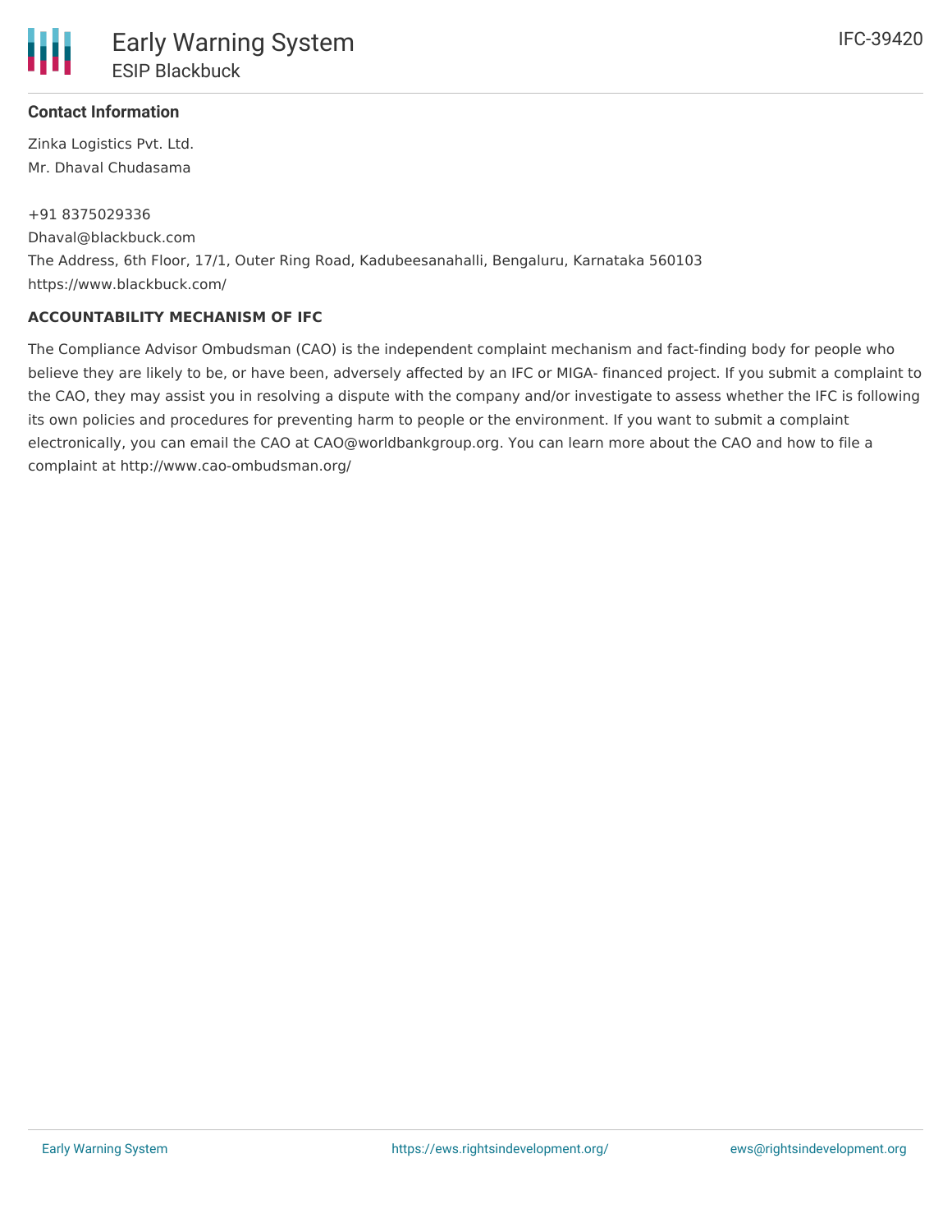**Contact Information**

Zinka Logistics Pvt. Ltd.
Mr. Dhaval Chudasama

+91 8375029336
Dhaval@blackbuck.com
The Address, 6th Floor, 17/1, Outer Ring Road, Kadubeesanahalli, Bengaluru, Karnataka 560103
https://www.blackbuck.com/

**ACCOUNTABILITY MECHANISM OF IFC**

The Compliance Advisor Ombudsman (CAO) is the independent complaint mechanism and fact-finding body for people who believe they are likely to be, or have been, adversely affected by an IFC or MIGA- financed project. If you submit a complaint to the CAO, they may assist you in resolving a dispute with the company and/or investigate to assess whether the IFC is following its own policies and procedures for preventing harm to people or the environment. If you want to submit a complaint electronically, you can email the CAO at CAO@worldbankgroup.org. You can learn more about the CAO and how to file a complaint at http://www.cao-ombudsman.org/